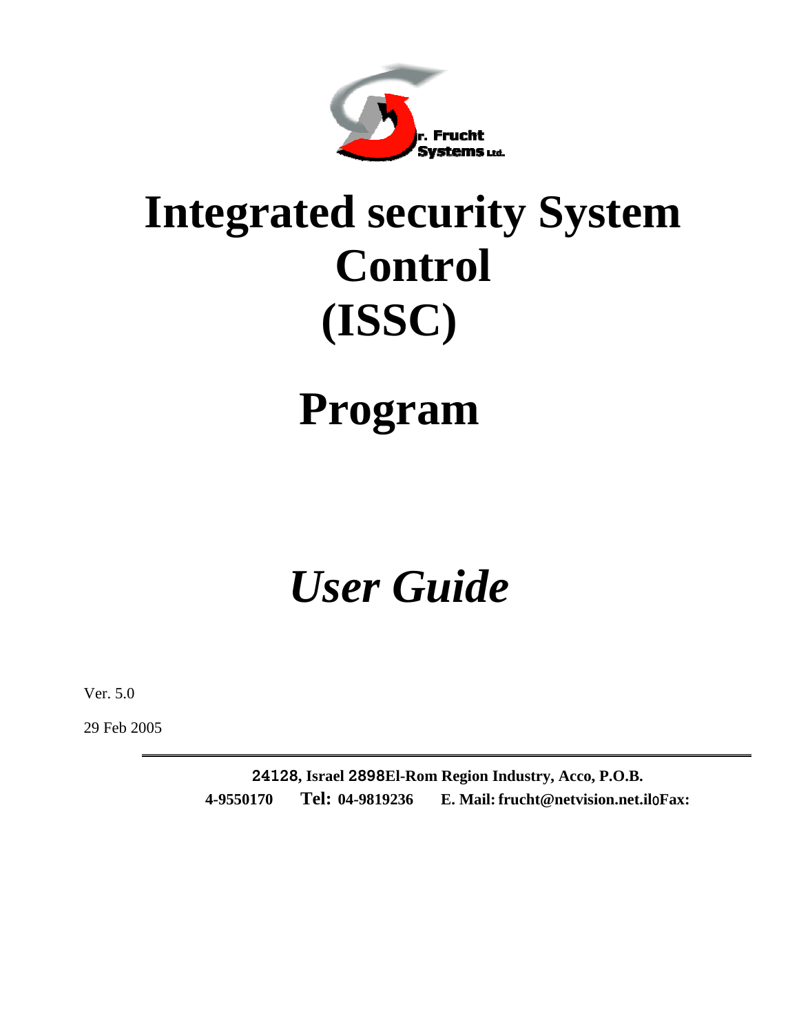r. Frucht Systems Ltd.

# Integrated security System Control (ISSC)

# Program

# *User Guide*

Ver. 5.0

29 Feb 2005

---

**24128, Israel 2898El-Rom Region Industry, Acco, P.O.B.**

**4-9550170 Tel: 04-9819236 E. Mail: frucht@netvision.net.il0Fax:**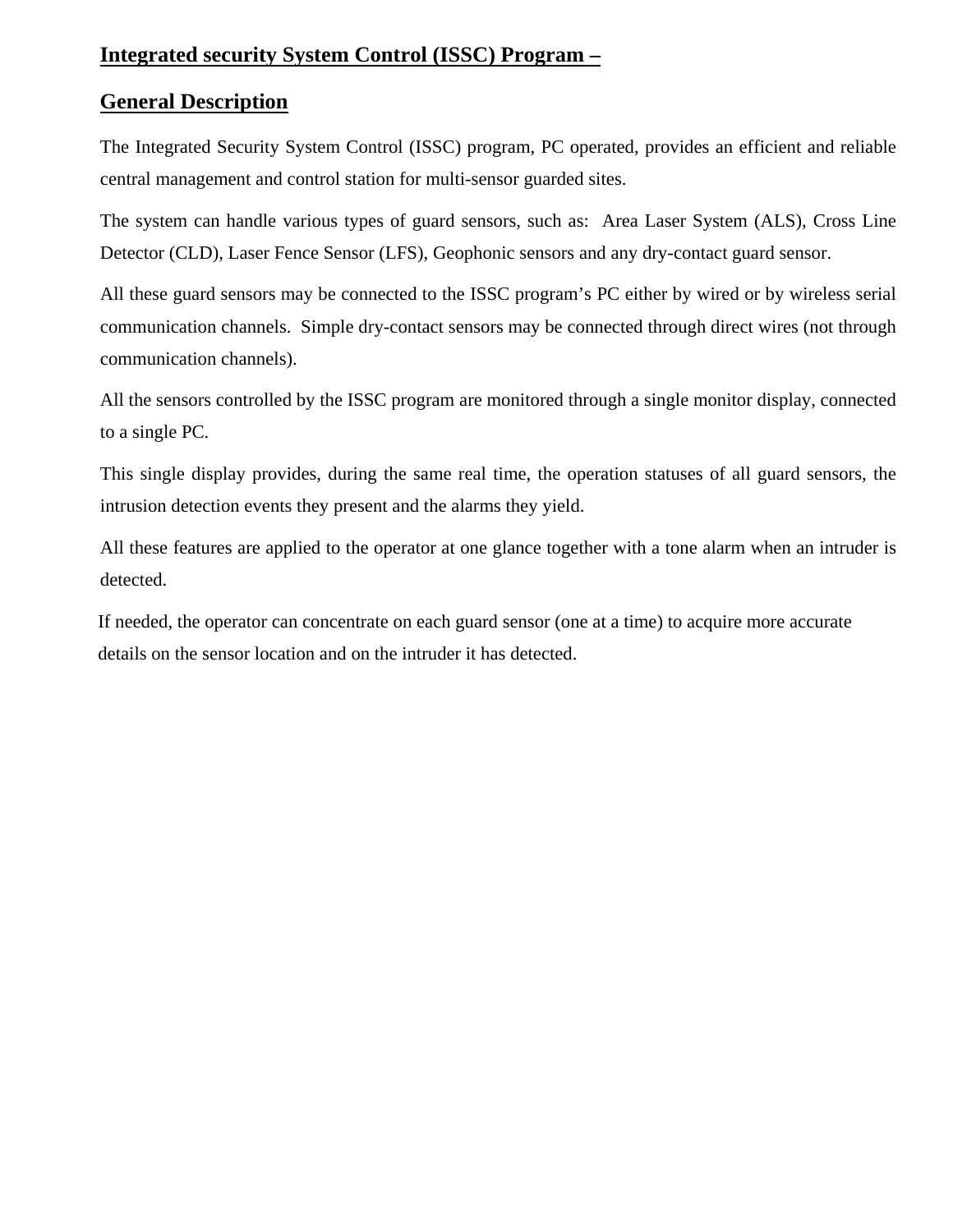## **Integrated security System Control (ISSC) Program –**

## **General Description**

The Integrated Security System Control (ISSC) program, PC operated, provides an efficient and reliable central management and control station for multi-sensor guarded sites.

The system can handle various types of guard sensors, such as: Area Laser System (ALS), Cross Line Detector (CLD), Laser Fence Sensor (LFS), Geophonic sensors and any dry-contact guard sensor.

All these guard sensors may be connected to the ISSC program's PC either by wired or by wireless serial communication channels. Simple dry-contact sensors may be connected through direct wires (not through communication channels).

All the sensors controlled by the ISSC program are monitored through a single monitor display, connected to a single PC.

This single display provides, during the same real time, the operation statuses of all guard sensors, the intrusion detection events they present and the alarms they yield.

All these features are applied to the operator at one glance together with a tone alarm when an intruder is detected.

If needed, the operator can concentrate on each guard sensor (one at a time) to acquire more accurate details on the sensor location and on the intruder it has detected.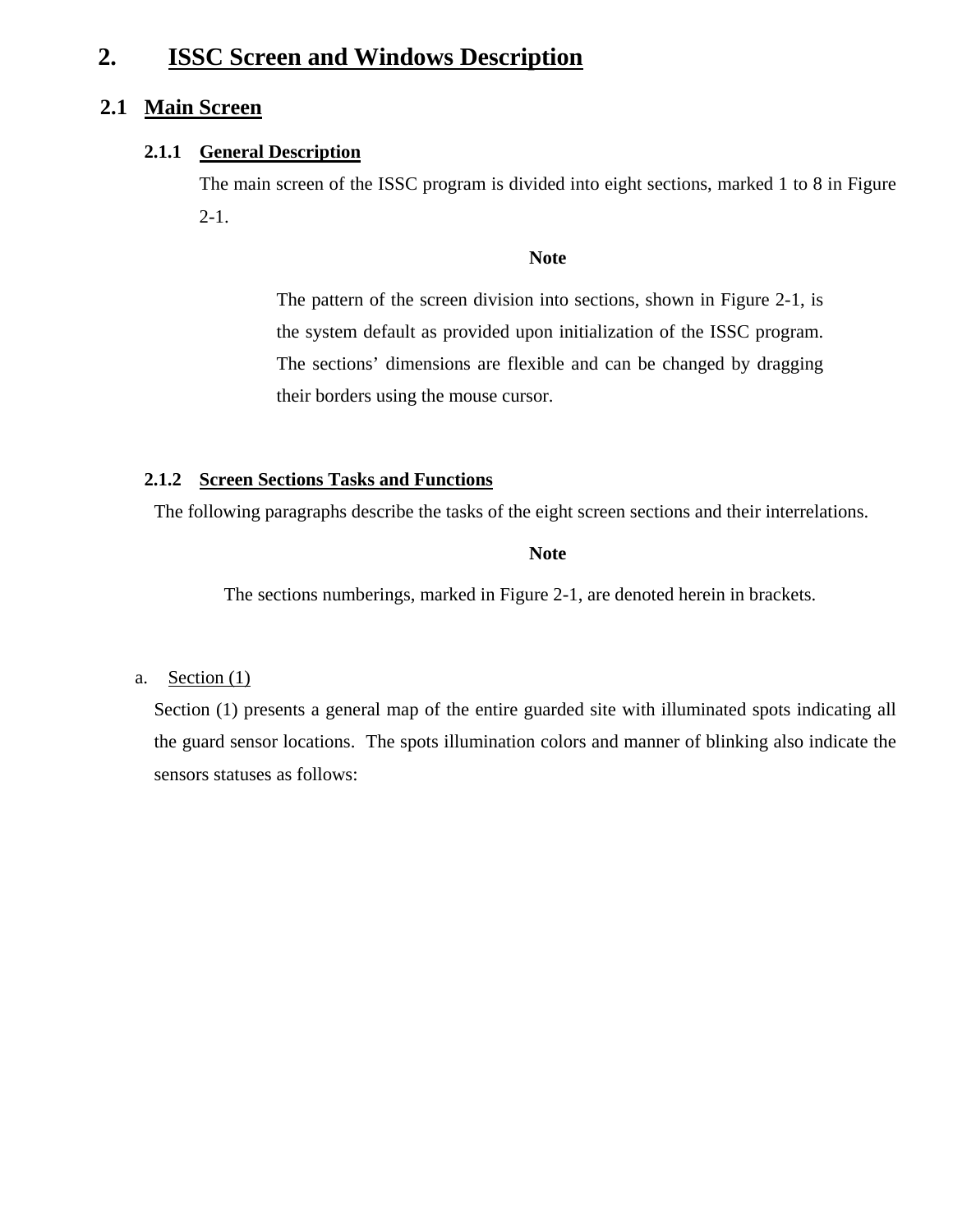# 2. ISSC Screen and Windows Description

## 2.1 Main Screen

### 2.1.1 General Description

The main screen of the ISSC program is divided into eight sections, marked 1 to 8 in Figure 2-1.

**Note**

The pattern of the screen division into sections, shown in Figure 2-1, is the system default as provided upon initialization of the ISSC program. The sections' dimensions are flexible and can be changed by dragging their borders using the mouse cursor.

### 2.1.2 Screen Sections Tasks and Functions

The following paragraphs describe the tasks of the eight screen sections and their interrelations.

**Note**

The sections numberings, marked in Figure 2-1, are denoted herein in brackets.

a. Section (1)

Section (1) presents a general map of the entire guarded site with illuminated spots indicating all the guard sensor locations. The spots illumination colors and manner of blinking also indicate the sensors statuses as follows: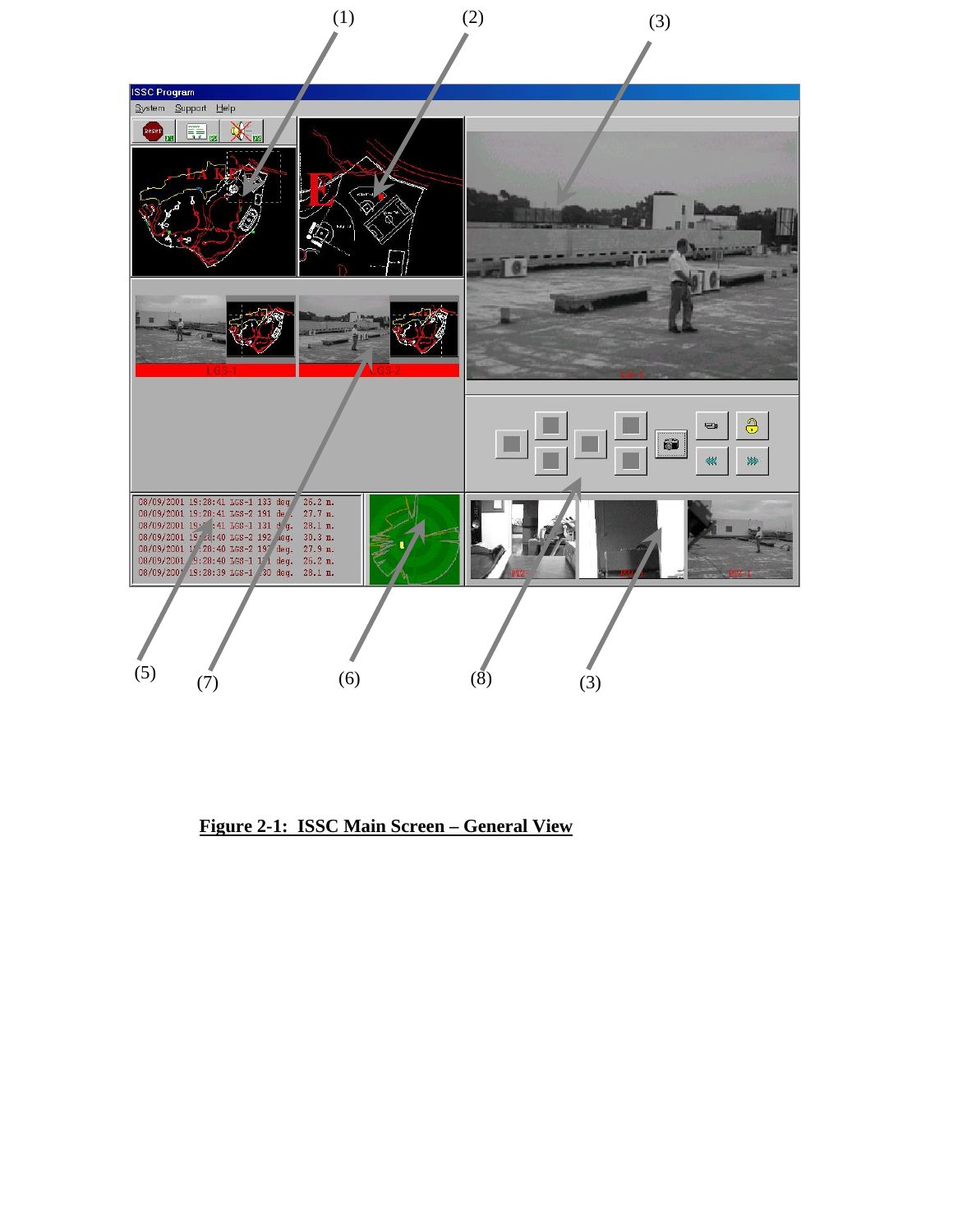**Figure 2-1: ISSC Main Screen – General View**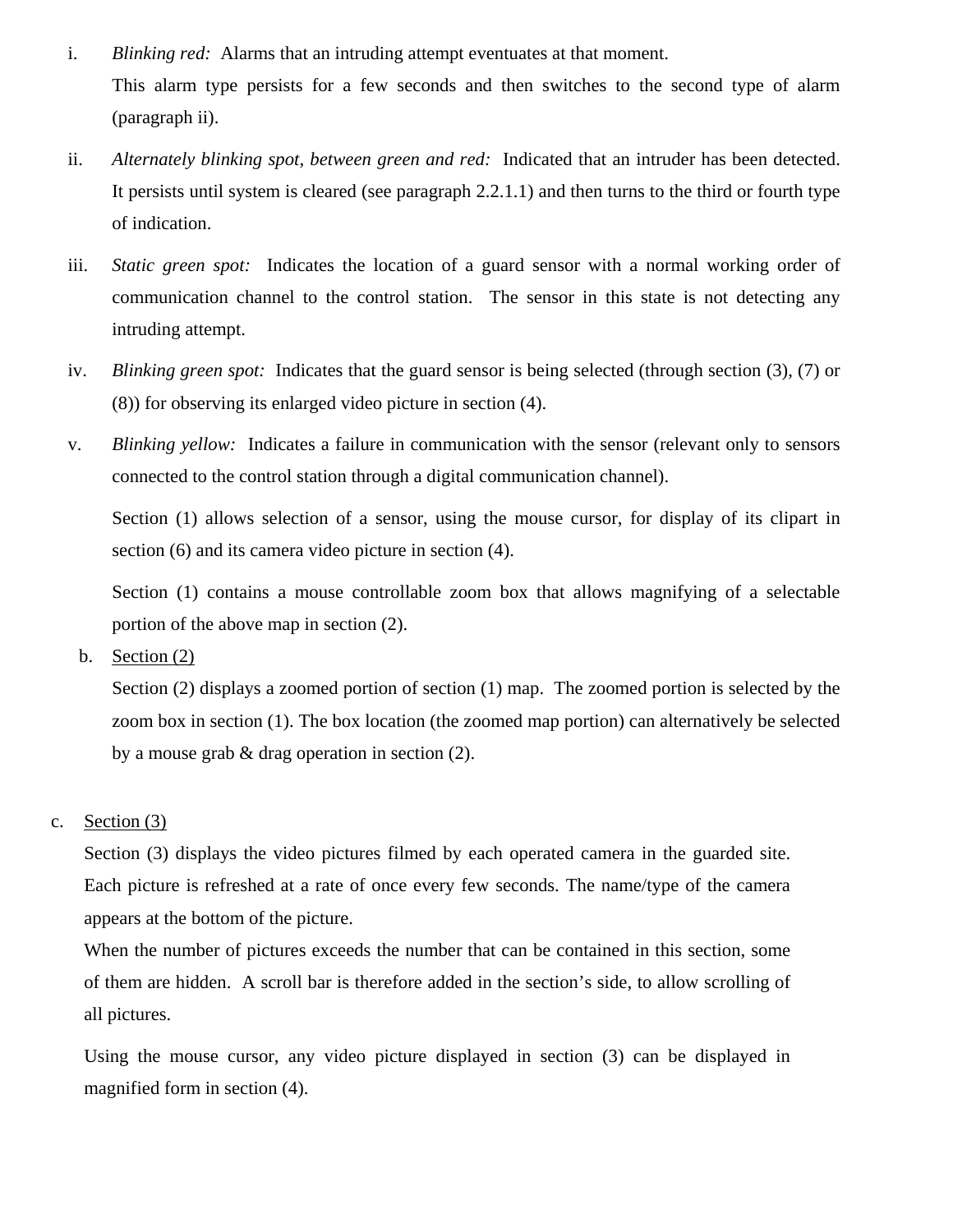i. *Blinking red:* Alarms that an intruding attempt eventuates at that moment.

   This alarm type persists for a few seconds and then switches to the second type of alarm (paragraph ii).

ii. *Alternately blinking spot, between green and red:* Indicated that an intruder has been detected. It persists until system is cleared (see paragraph 2.2.1.1) and then turns to the third or fourth type of indication.

iii. *Static green spot:* Indicates the location of a guard sensor with a normal working order of communication channel to the control station. The sensor in this state is not detecting any intruding attempt.

iv. *Blinking green spot:* Indicates that the guard sensor is being selected (through section (3), (7) or (8)) for observing its enlarged video picture in section (4).

v. *Blinking yellow:* Indicates a failure in communication with the sensor (relevant only to sensors connected to the control station through a digital communication channel).

   Section (1) allows selection of a sensor, using the mouse cursor, for display of its clipart in section (6) and its camera video picture in section (4).

   Section (1) contains a mouse controllable zoom box that allows magnifying of a selectable portion of the above map in section (2).

b. <u>Section (2)</u>

   Section (2) displays a zoomed portion of section (1) map. The zoomed portion is selected by the zoom box in section (1). The box location (the zoomed map portion) can alternatively be selected by a mouse grab & drag operation in section (2).

c. <u>Section (3)</u>

   Section (3) displays the video pictures filmed by each operated camera in the guarded site. Each picture is refreshed at a rate of once every few seconds. The name/type of the camera appears at the bottom of the picture.

   When the number of pictures exceeds the number that can be contained in this section, some of them are hidden. A scroll bar is therefore added in the section's side, to allow scrolling of all pictures.

   Using the mouse cursor, any video picture displayed in section (3) can be displayed in magnified form in section (4).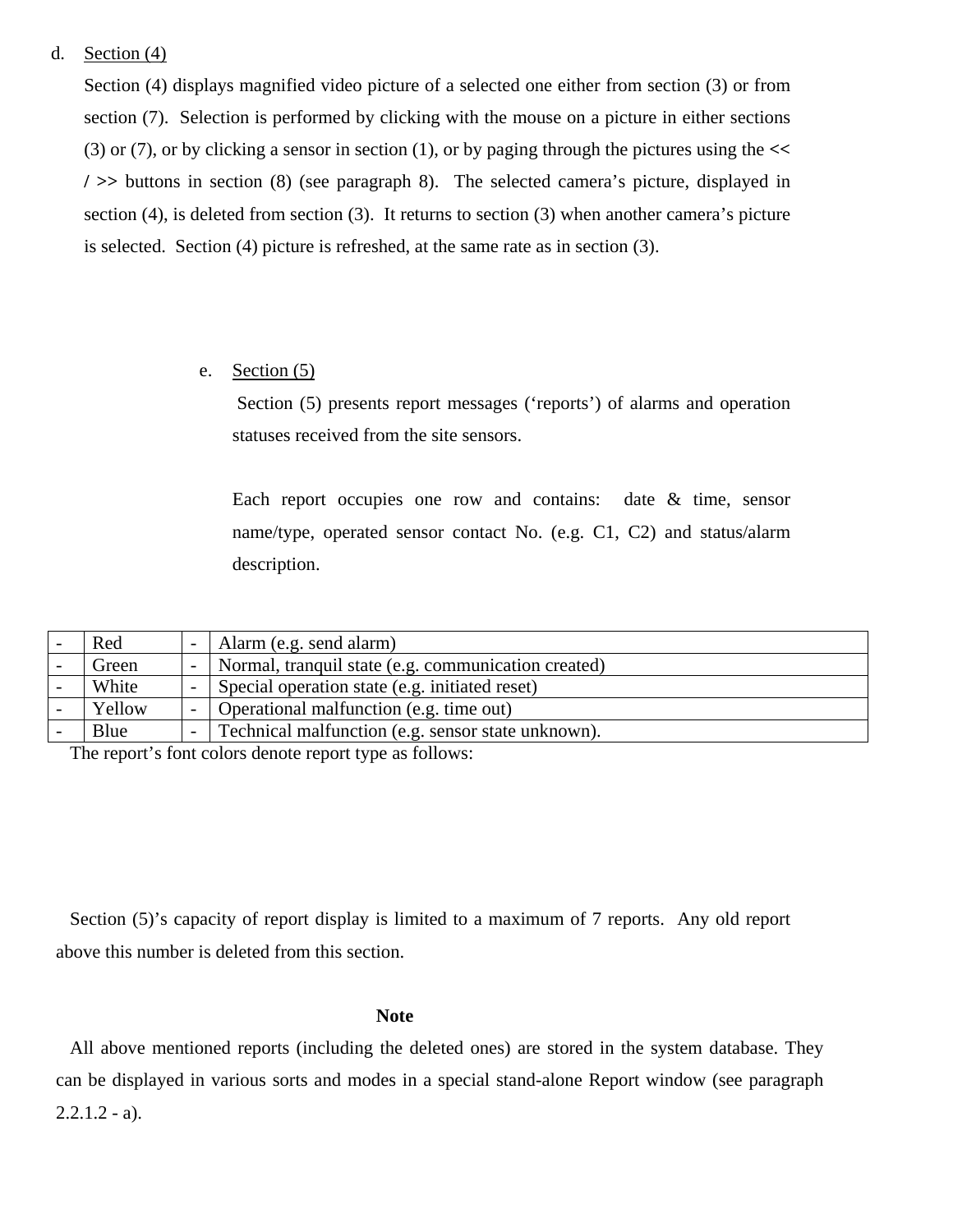d. <u>Section (4)</u>

Section (4) displays magnified video picture of a selected one either from section (3) or from section (7). Selection is performed by clicking with the mouse on a picture in either sections (3) or (7), or by clicking a sensor in section (1), or by paging through the pictures using the **<< / >>** buttons in section (8) (see paragraph 8). The selected camera's picture, displayed in section (4), is deleted from section (3). It returns to section (3) when another camera's picture is selected. Section (4) picture is refreshed, at the same rate as in section (3).

e. <u>Section (5)</u>

Section (5) presents report messages ('reports') of alarms and operation statuses received from the site sensors.

Each report occupies one row and contains: date & time, sensor name/type, operated sensor contact No. (e.g. C1, C2) and status/alarm description.

The report's font colors denote report type as follows:

| | | | |
|---|---|---|---|
| - | Red | - | Alarm (e.g. send alarm) |
| - | Green | - | Normal, tranquil state (e.g. communication created) |
| - | White | - | Special operation state (e.g. initiated reset) |
| - | Yellow | - | Operational malfunction (e.g. time out) |
| - | Blue | - | Technical malfunction (e.g. sensor state unknown). |

Section (5)'s capacity of report display is limited to a maximum of 7 reports. Any old report above this number is deleted from this section.

**Note**

All above mentioned reports (including the deleted ones) are stored in the system database. They can be displayed in various sorts and modes in a special stand-alone Report window (see paragraph 2.2.1.2 - a).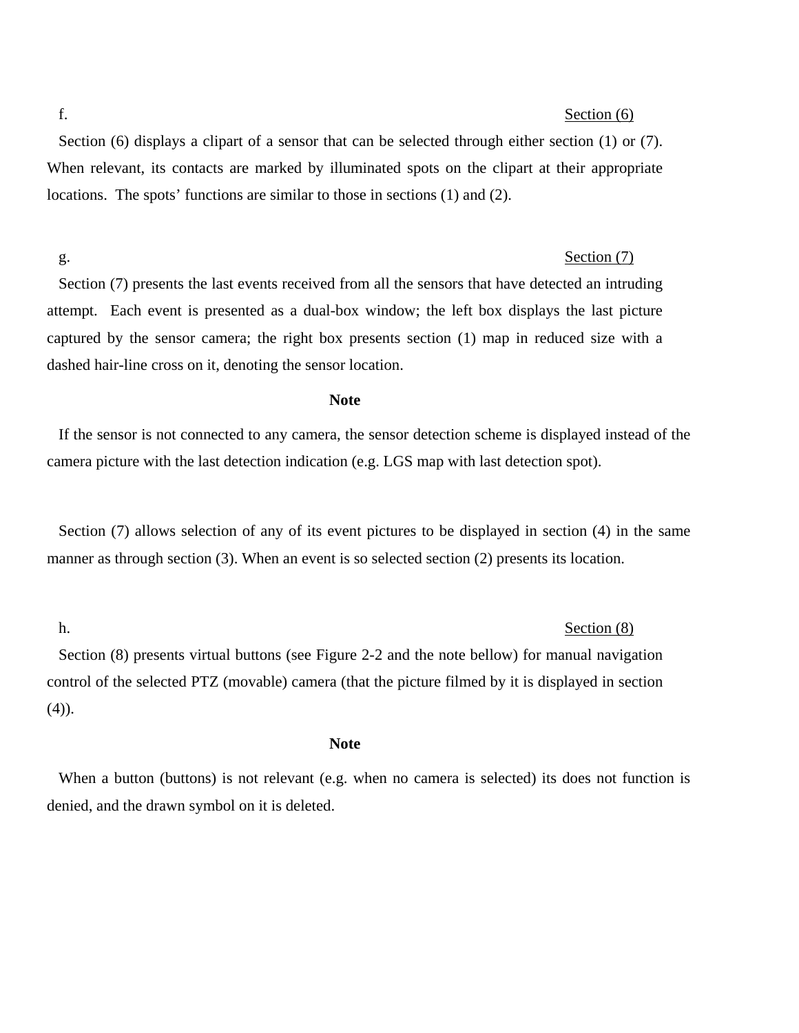f. <u>Section (6)</u>

Section (6) displays a clipart of a sensor that can be selected through either section (1) or (7). When relevant, its contacts are marked by illuminated spots on the clipart at their appropriate locations. The spots' functions are similar to those in sections (1) and (2).

g. <u>Section (7)</u>

Section (7) presents the last events received from all the sensors that have detected an intruding attempt. Each event is presented as a dual-box window; the left box displays the last picture captured by the sensor camera; the right box presents section (1) map in reduced size with a dashed hair-line cross on it, denoting the sensor location.

**Note**

If the sensor is not connected to any camera, the sensor detection scheme is displayed instead of the camera picture with the last detection indication (e.g. LGS map with last detection spot).

Section (7) allows selection of any of its event pictures to be displayed in section (4) in the same manner as through section (3). When an event is so selected section (2) presents its location.

h. <u>Section (8)</u>

Section (8) presents virtual buttons (see Figure 2-2 and the note bellow) for manual navigation control of the selected PTZ (movable) camera (that the picture filmed by it is displayed in section (4)).

**Note**

When a button (buttons) is not relevant (e.g. when no camera is selected) its does not function is denied, and the drawn symbol on it is deleted.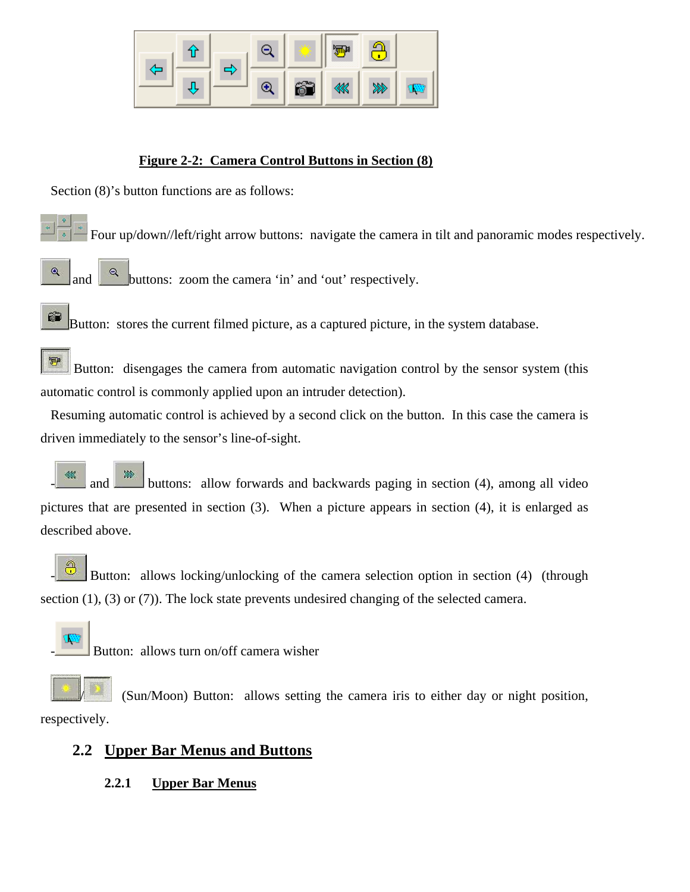**Figure 2-2: Camera Control Buttons in Section (8)**

Section (8)'s button functions are as follows:

Four up/down//left/right arrow buttons: navigate the camera in tilt and panoramic modes respectively.

and buttons: zoom the camera 'in' and 'out' respectively.

Button: stores the current filmed picture, as a captured picture, in the system database.

Button: disengages the camera from automatic navigation control by the sensor system (this automatic control is commonly applied upon an intruder detection).

Resuming automatic control is achieved by a second click on the button. In this case the camera is driven immediately to the sensor's line-of-sight.

- and buttons: allow forwards and backwards paging in section (4), among all video pictures that are presented in section (3). When a picture appears in section (4), it is enlarged as described above.

- Button: allows locking/unlocking of the camera selection option in section (4) (through section (1), (3) or (7)). The lock state prevents undesired changing of the selected camera.

- Button: allows turn on/off camera wisher

(Sun/Moon) Button: allows setting the camera iris to either day or night position, respectively.

## 2.2 Upper Bar Menus and Buttons

### 2.2.1 Upper Bar Menus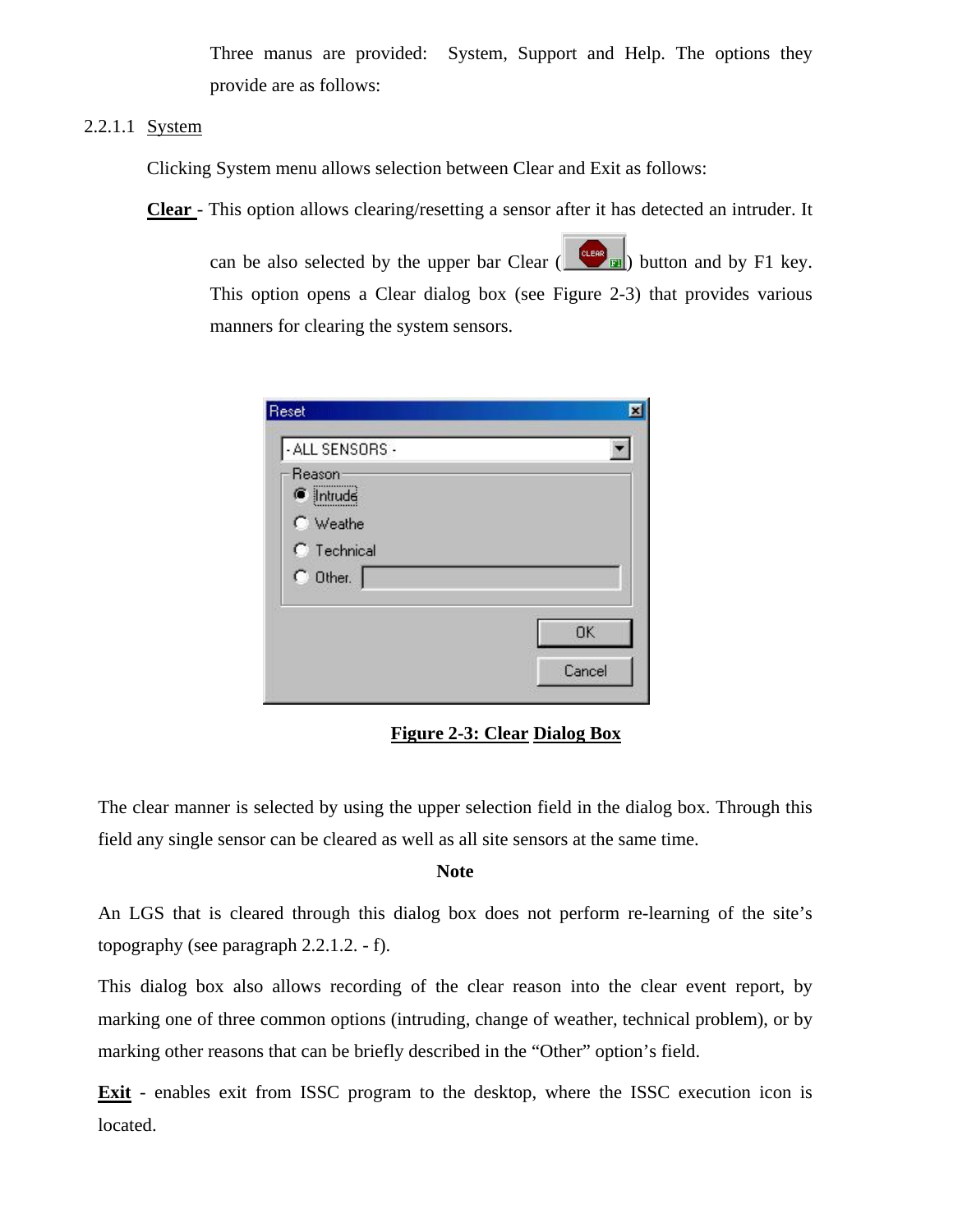Three manus are provided: System, Support and Help. The options they provide are as follows:

#### 2.2.1.1 System

Clicking System menu allows selection between Clear and Exit as follows:

**Clear** - This option allows clearing/resetting a sensor after it has detected an intruder. It can be also selected by the upper bar Clear ( ) button and by F1 key. This option opens a Clear dialog box (see Figure 2-3) that provides various manners for clearing the system sensors.

**Figure 2-3: Clear Dialog Box**

The clear manner is selected by using the upper selection field in the dialog box. Through this field any single sensor can be cleared as well as all site sensors at the same time.

**Note**

An LGS that is cleared through this dialog box does not perform re-learning of the site's topography (see paragraph 2.2.1.2. - f).

This dialog box also allows recording of the clear reason into the clear event report, by marking one of three common options (intruding, change of weather, technical problem), or by marking other reasons that can be briefly described in the "Other" option's field.

**Exit** - enables exit from ISSC program to the desktop, where the ISSC execution icon is located.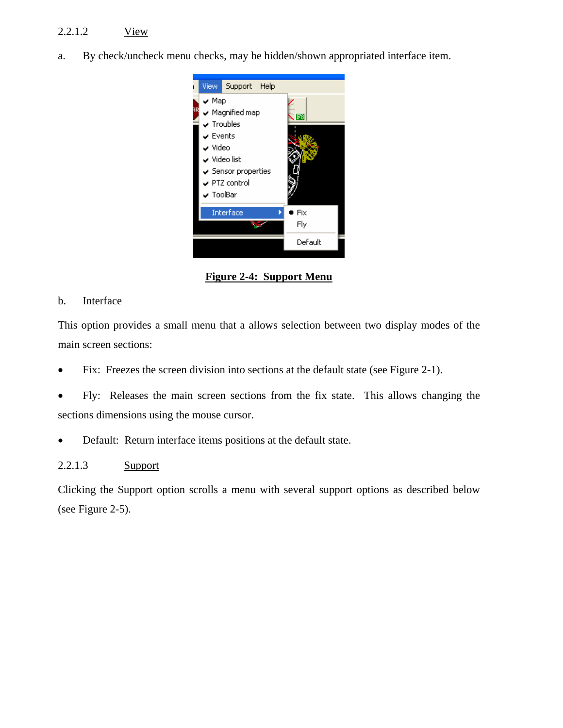#### 2.2.1.2 View

a. By check/uncheck menu checks, may be hidden/shown appropriated interface item.

**Figure 2-4: Support Menu**

b. Interface

This option provides a small menu that a allows selection between two display modes of the main screen sections:

- Fix: Freezes the screen division into sections at the default state (see Figure 2-1).
- Fly: Releases the main screen sections from the fix state. This allows changing the sections dimensions using the mouse cursor.
- Default: Return interface items positions at the default state.

#### 2.2.1.3 Support

Clicking the Support option scrolls a menu with several support options as described below (see Figure 2-5).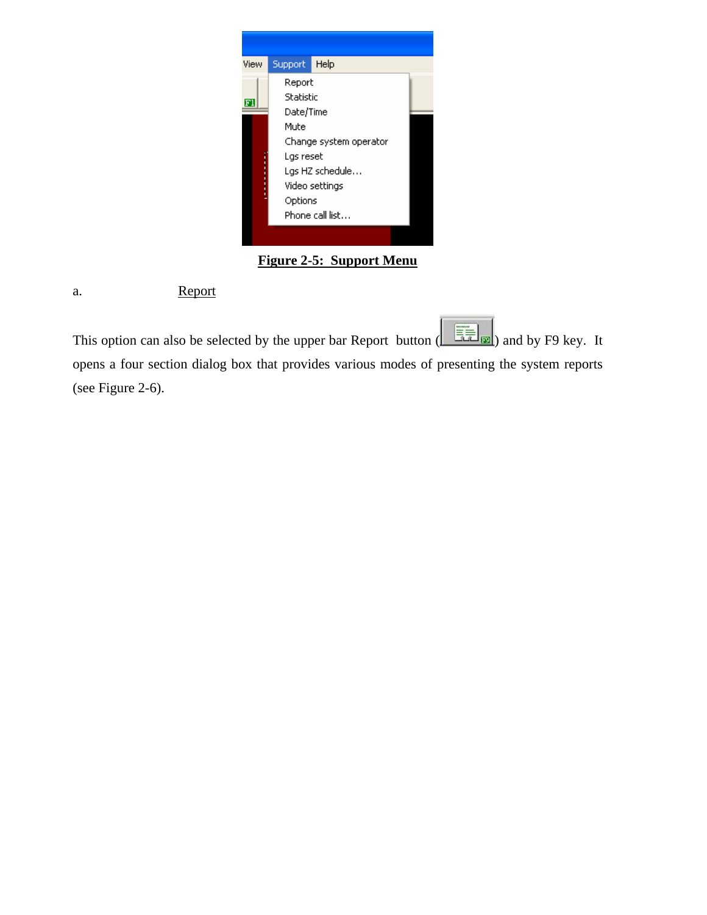**Figure 2-5: Support Menu**

a. Report

This option can also be selected by the upper bar Report button ( ) and by F9 key. It opens a four section dialog box that provides various modes of presenting the system reports (see Figure 2-6).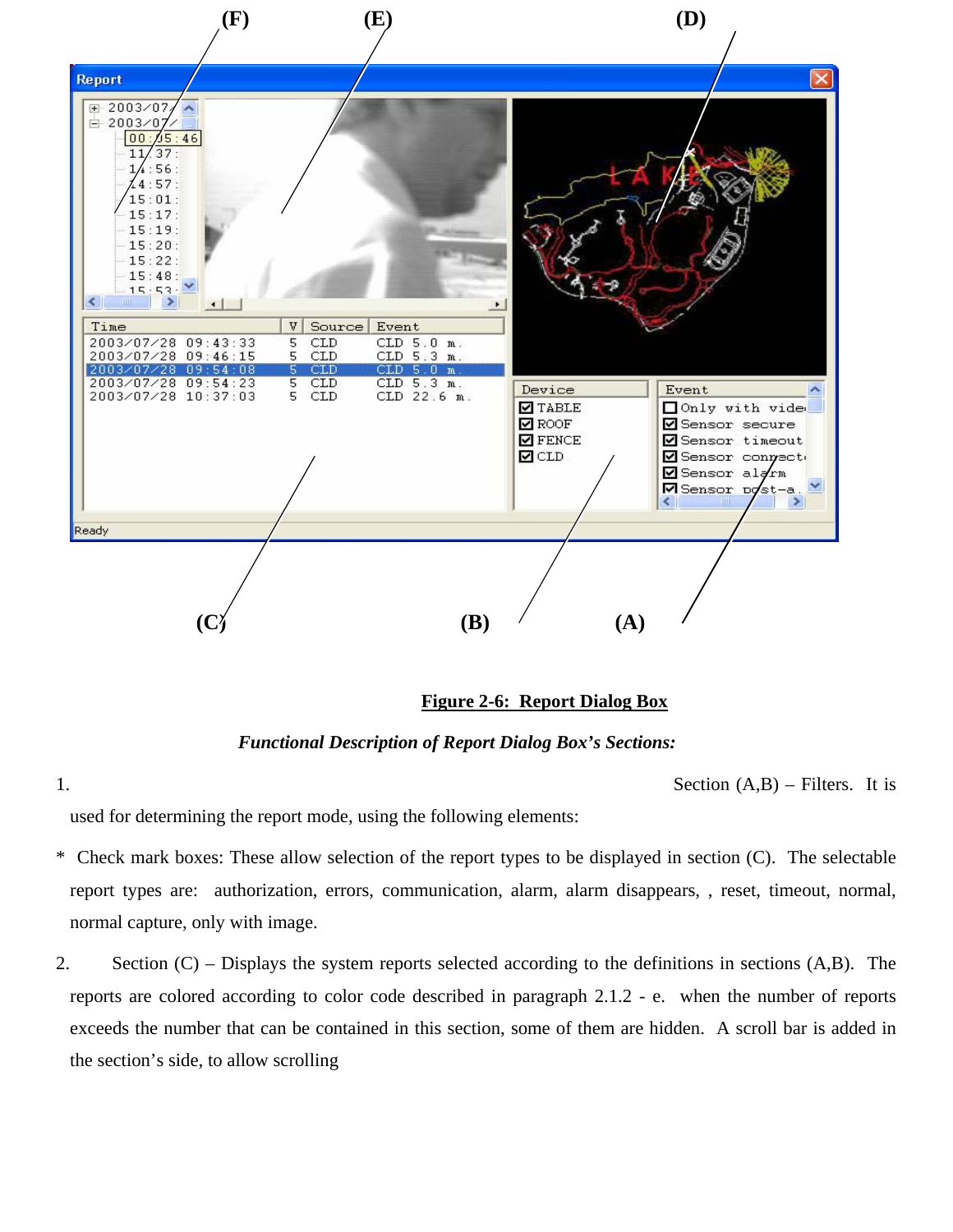**Figure 2-6: Report Dialog Box**

***Functional Description of Report Dialog Box's Sections:***

1. Section (A,B) – Filters. It is used for determining the report mode, using the following elements:

* Check mark boxes: These allow selection of the report types to be displayed in section (C). The selectable report types are: authorization, errors, communication, alarm, alarm disappears, , reset, timeout, normal, normal capture, only with image.

2. Section (C) – Displays the system reports selected according to the definitions in sections (A,B). The reports are colored according to color code described in paragraph 2.1.2 - e. when the number of reports exceeds the number that can be contained in this section, some of them are hidden. A scroll bar is added in the section's side, to allow scrolling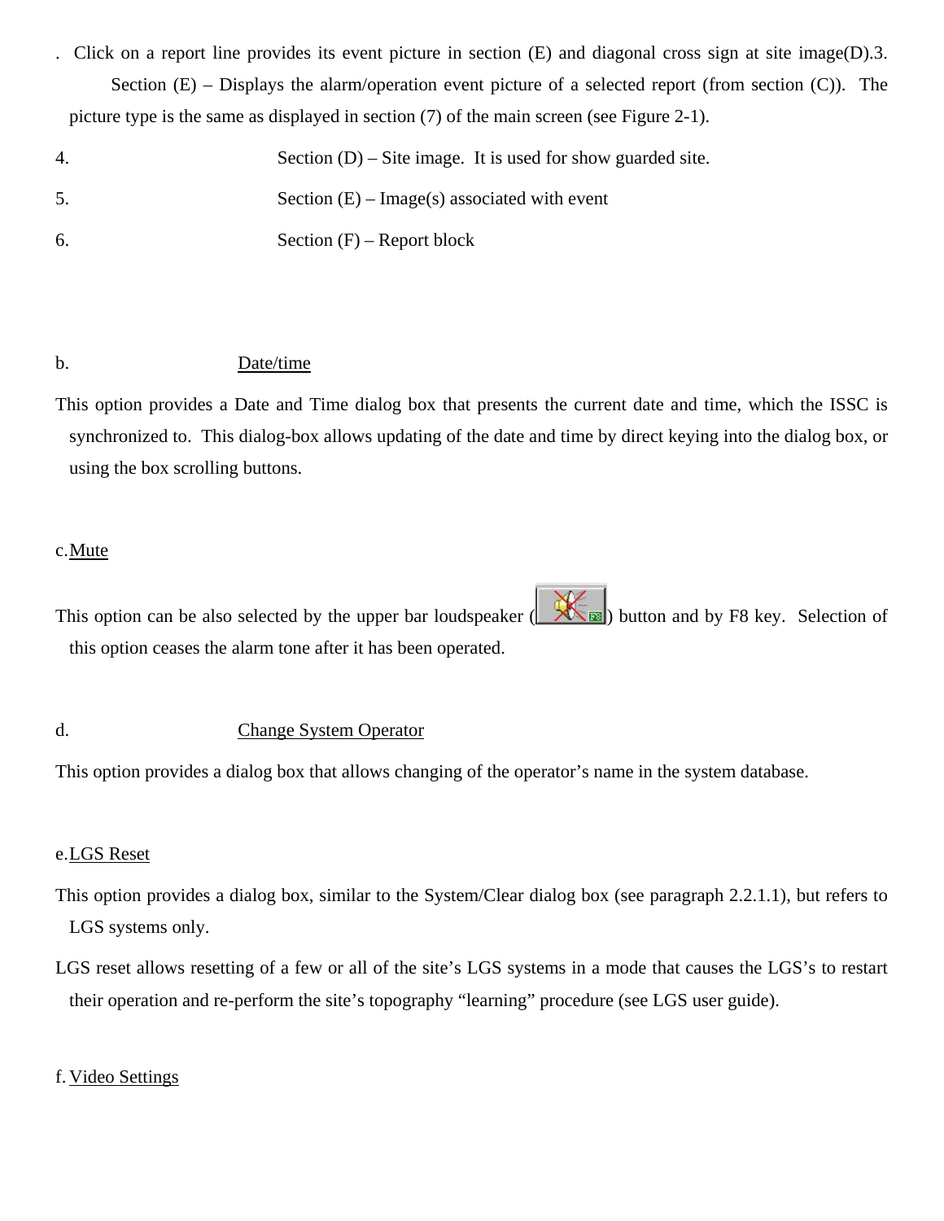. Click on a report line provides its event picture in section (E) and diagonal cross sign at site image(D).3. Section (E) – Displays the alarm/operation event picture of a selected report (from section (C)). The picture type is the same as displayed in section (7) of the main screen (see Figure 2-1).

4. Section (D) – Site image. It is used for show guarded site.

5. Section (E) – Image(s) associated with event

6. Section (F) – Report block

b. Date/time

This option provides a Date and Time dialog box that presents the current date and time, which the ISSC is synchronized to. This dialog-box allows updating of the date and time by direct keying into the dialog box, or using the box scrolling buttons.

c. Mute

This option can be also selected by the upper bar loudspeaker ( ) button and by F8 key. Selection of this option ceases the alarm tone after it has been operated.

d. Change System Operator

This option provides a dialog box that allows changing of the operator's name in the system database.

e. LGS Reset

This option provides a dialog box, similar to the System/Clear dialog box (see paragraph 2.2.1.1), but refers to LGS systems only.

LGS reset allows resetting of a few or all of the site's LGS systems in a mode that causes the LGS's to restart their operation and re-perform the site's topography "learning" procedure (see LGS user guide).

f. Video Settings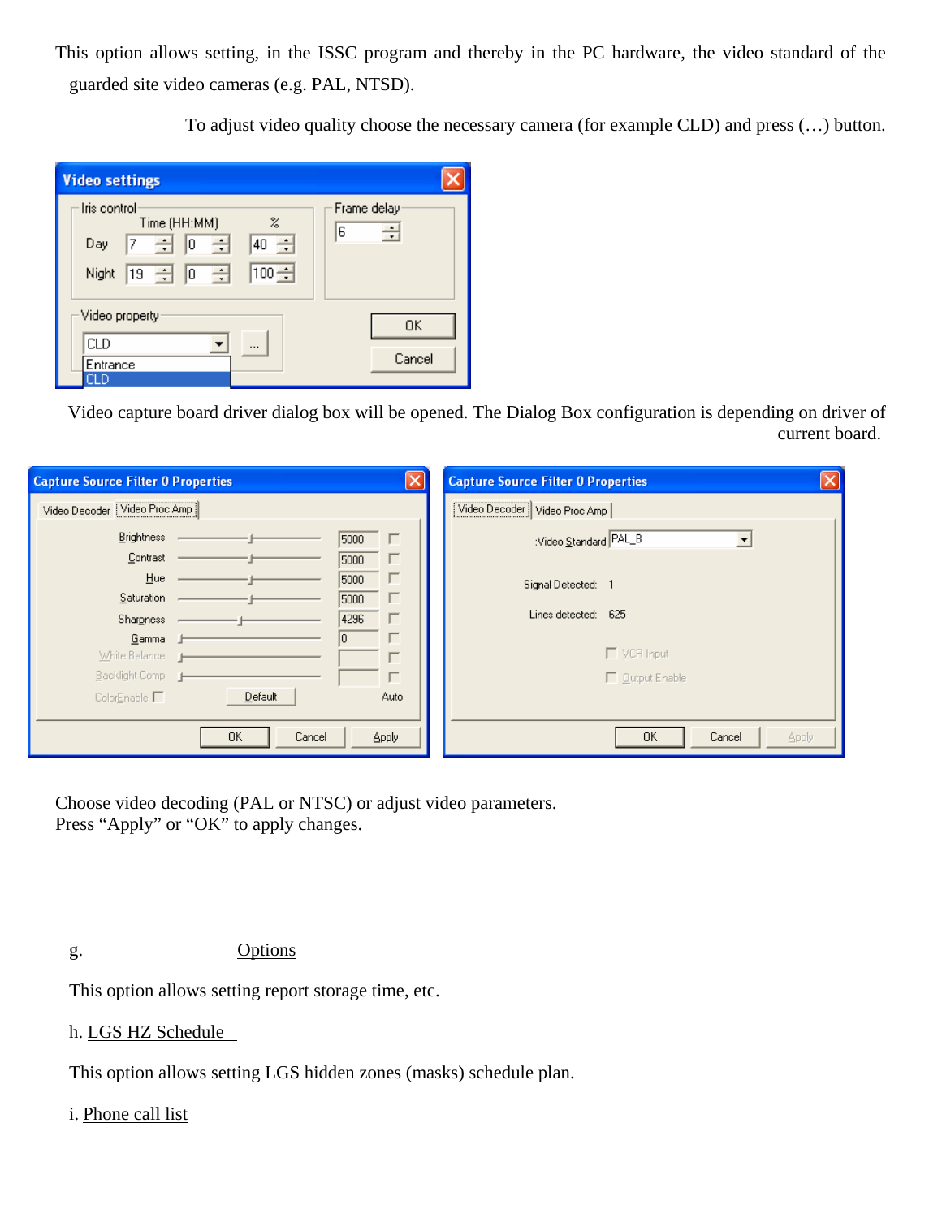This option allows setting, in the ISSC program and thereby in the PC hardware, the video standard of the guarded site video cameras (e.g. PAL, NTSD).

To adjust video quality choose the necessary camera (for example CLD) and press (…) button.

Video capture board driver dialog box will be opened. The Dialog Box configuration is depending on driver of current board.

Choose video decoding (PAL or NTSC) or adjust video parameters.
Press “Apply” or “OK” to apply changes.

g. Options

This option allows setting report storage time, etc.

h. LGS HZ Schedule

This option allows setting LGS hidden zones (masks) schedule plan.

i. Phone call list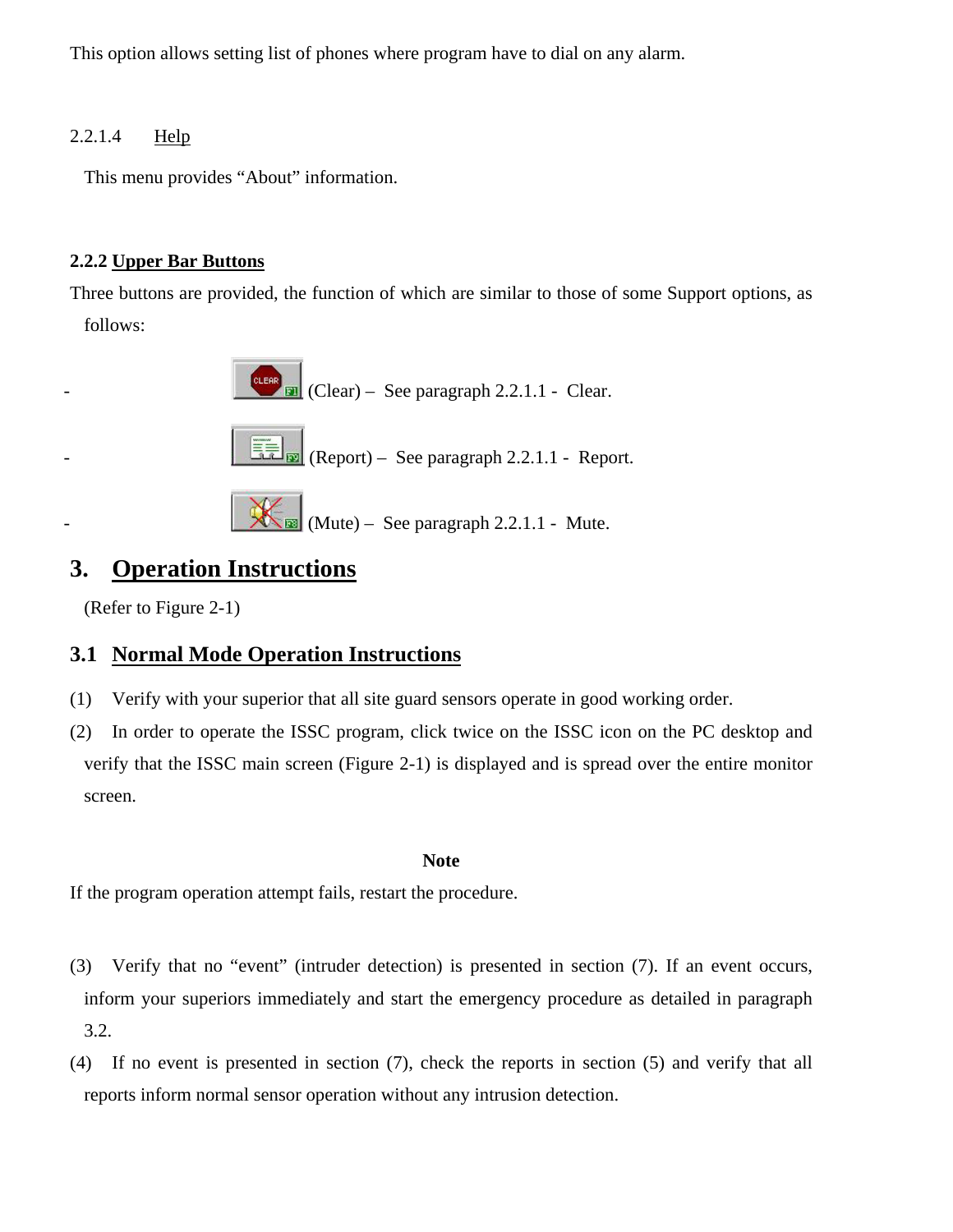This option allows setting list of phones where program have to dial on any alarm.

2.2.1.4 Help

This menu provides “About” information.

**2.2.2 Upper Bar Buttons**

Three buttons are provided, the function of which are similar to those of some Support options, as follows:

- (Clear) – See paragraph 2.2.1.1 - Clear.
- (Report) – See paragraph 2.2.1.1 - Report.
- (Mute) – See paragraph 2.2.1.1 - Mute.

# 3. Operation Instructions

(Refer to Figure 2-1)

## 3.1 Normal Mode Operation Instructions

(1) Verify with your superior that all site guard sensors operate in good working order.

(2) In order to operate the ISSC program, click twice on the ISSC icon on the PC desktop and verify that the ISSC main screen (Figure 2-1) is displayed and is spread over the entire monitor screen.

**Note**

If the program operation attempt fails, restart the procedure.

(3) Verify that no “event” (intruder detection) is presented in section (7). If an event occurs, inform your superiors immediately and start the emergency procedure as detailed in paragraph 3.2.

(4) If no event is presented in section (7), check the reports in section (5) and verify that all reports inform normal sensor operation without any intrusion detection.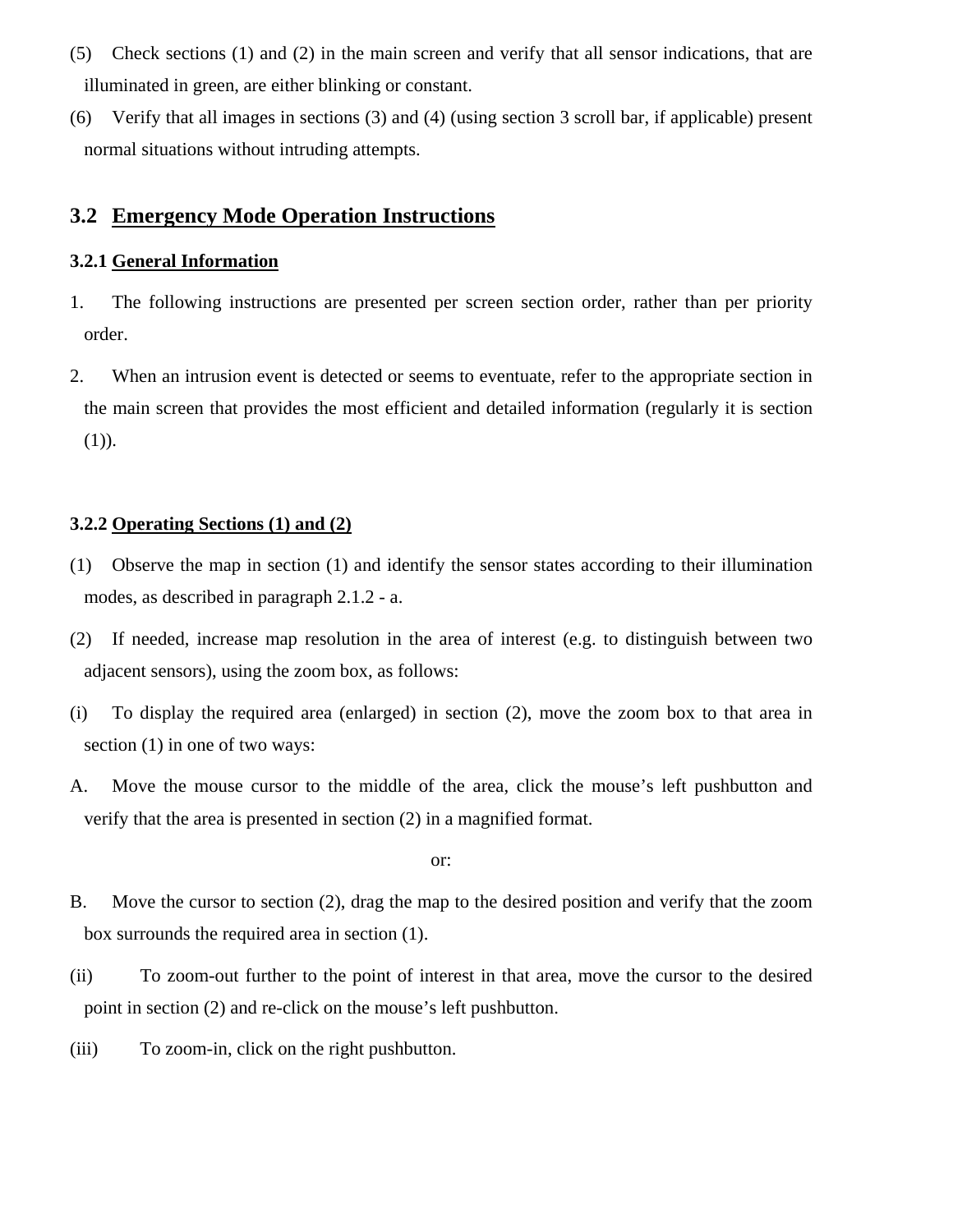(5) Check sections (1) and (2) in the main screen and verify that all sensor indications, that are illuminated in green, are either blinking or constant.

(6) Verify that all images in sections (3) and (4) (using section 3 scroll bar, if applicable) present normal situations without intruding attempts.

## 3.2 Emergency Mode Operation Instructions

### 3.2.1 General Information

1. The following instructions are presented per screen section order, rather than per priority order.

2. When an intrusion event is detected or seems to eventuate, refer to the appropriate section in the main screen that provides the most efficient and detailed information (regularly it is section (1)).

### 3.2.2 Operating Sections (1) and (2)

(1) Observe the map in section (1) and identify the sensor states according to their illumination modes, as described in paragraph 2.1.2 - a.

(2) If needed, increase map resolution in the area of interest (e.g. to distinguish between two adjacent sensors), using the zoom box, as follows:

(i) To display the required area (enlarged) in section (2), move the zoom box to that area in section (1) in one of two ways:

A. Move the mouse cursor to the middle of the area, click the mouse's left pushbutton and verify that the area is presented in section (2) in a magnified format.

or:

B. Move the cursor to section (2), drag the map to the desired position and verify that the zoom box surrounds the required area in section (1).

(ii) To zoom-out further to the point of interest in that area, move the cursor to the desired point in section (2) and re-click on the mouse's left pushbutton.

(iii) To zoom-in, click on the right pushbutton.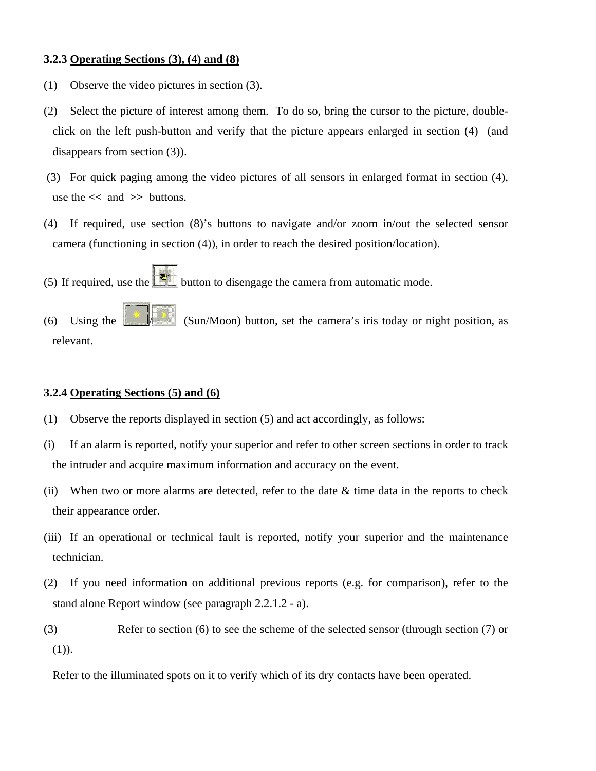### 3.2.3 Operating Sections (3), (4) and (8)

(1) Observe the video pictures in section (3).

(2) Select the picture of interest among them. To do so, bring the cursor to the picture, double-click on the left push-button and verify that the picture appears enlarged in section (4) (and disappears from section (3)).

(3) For quick paging among the video pictures of all sensors in enlarged format in section (4), use the << and >> buttons.

(4) If required, use section (8)'s buttons to navigate and/or zoom in/out the selected sensor camera (functioning in section (4)), in order to reach the desired position/location).

(5) If required, use the button to disengage the camera from automatic mode.

(6) Using the / (Sun/Moon) button, set the camera's iris today or night position, as relevant.

### 3.2.4 Operating Sections (5) and (6)

(1) Observe the reports displayed in section (5) and act accordingly, as follows:

(i) If an alarm is reported, notify your superior and refer to other screen sections in order to track the intruder and acquire maximum information and accuracy on the event.

(ii) When two or more alarms are detected, refer to the date & time data in the reports to check their appearance order.

(iii) If an operational or technical fault is reported, notify your superior and the maintenance technician.

(2) If you need information on additional previous reports (e.g. for comparison), refer to the stand alone Report window (see paragraph 2.2.1.2 - a).

(3) Refer to section (6) to see the scheme of the selected sensor (through section (7) or (1)).

Refer to the illuminated spots on it to verify which of its dry contacts have been operated.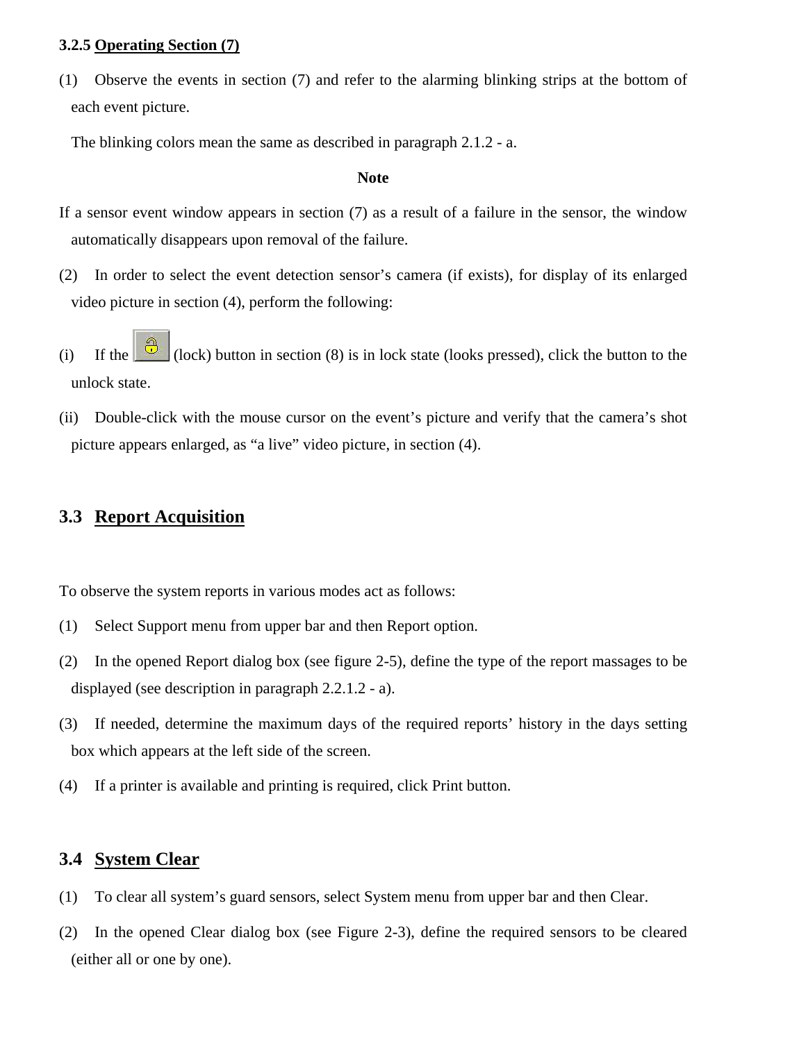**3.2.5 Operating Section (7)**

(1) Observe the events in section (7) and refer to the alarming blinking strips at the bottom of each event picture.

The blinking colors mean the same as described in paragraph 2.1.2 - a.

**Note**

If a sensor event window appears in section (7) as a result of a failure in the sensor, the window automatically disappears upon removal of the failure.

(2) In order to select the event detection sensor's camera (if exists), for display of its enlarged video picture in section (4), perform the following:

(i) If the (lock) button in section (8) is in lock state (looks pressed), click the button to the unlock state.

(ii) Double-click with the mouse cursor on the event's picture and verify that the camera's shot picture appears enlarged, as "a live" video picture, in section (4).

## 3.3 Report Acquisition

To observe the system reports in various modes act as follows:

(1) Select Support menu from upper bar and then Report option.

(2) In the opened Report dialog box (see figure 2-5), define the type of the report massages to be displayed (see description in paragraph 2.2.1.2 - a).

(3) If needed, determine the maximum days of the required reports' history in the days setting box which appears at the left side of the screen.

(4) If a printer is available and printing is required, click Print button.

## 3.4 System Clear

(1) To clear all system's guard sensors, select System menu from upper bar and then Clear.

(2) In the opened Clear dialog box (see Figure 2-3), define the required sensors to be cleared (either all or one by one).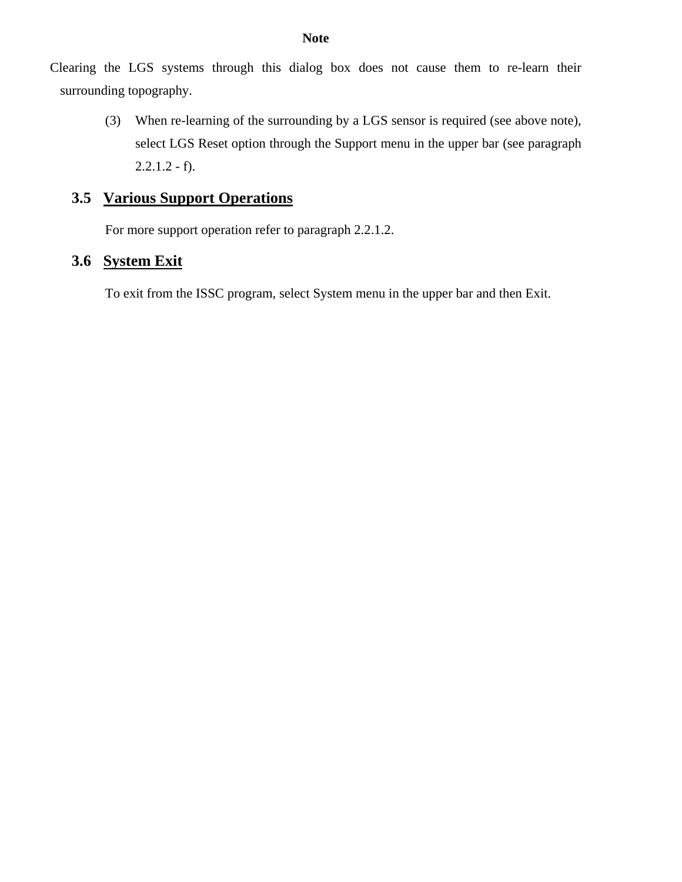**Note**

Clearing the LGS systems through this dialog box does not cause them to re-learn their surrounding topography.

(3) When re-learning of the surrounding by a LGS sensor is required (see above note), select LGS Reset option through the Support menu in the upper bar (see paragraph 2.2.1.2 - f).

## 3.5 Various Support Operations

For more support operation refer to paragraph 2.2.1.2.

## 3.6 System Exit

To exit from the ISSC program, select System menu in the upper bar and then Exit.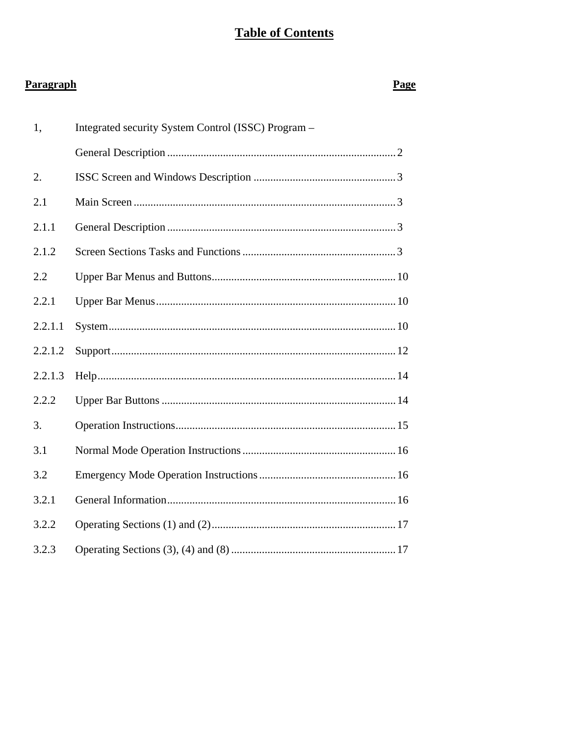# Table of Contents

| Paragraph | | Page |
|---|---|---|
| 1, | Integrated security System Control (ISSC) Program – General Description | 2 |
| 2. | ISSC Screen and Windows Description | 3 |
| 2.1 | Main Screen | 3 |
| 2.1.1 | General Description | 3 |
| 2.1.2 | Screen Sections Tasks and Functions | 3 |
| 2.2 | Upper Bar Menus and Buttons | 10 |
| 2.2.1 | Upper Bar Menus | 10 |
| 2.2.1.1 | System | 10 |
| 2.2.1.2 | Support | 12 |
| 2.2.1.3 | Help | 14 |
| 2.2.2 | Upper Bar Buttons | 14 |
| 3. | Operation Instructions | 15 |
| 3.1 | Normal Mode Operation Instructions | 16 |
| 3.2 | Emergency Mode Operation Instructions | 16 |
| 3.2.1 | General Information | 16 |
| 3.2.2 | Operating Sections (1) and (2) | 17 |
| 3.2.3 | Operating Sections (3), (4) and (8) | 17 |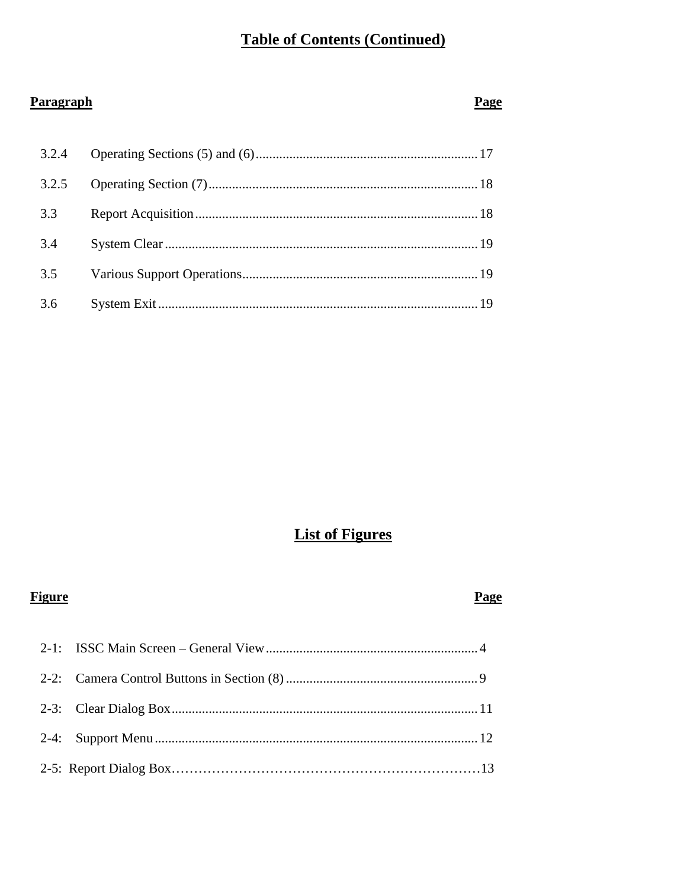# Table of Contents (Continued)

| Paragraph | | Page |
|---|---|---|
| 3.2.4 | Operating Sections (5) and (6) | 17 |
| 3.2.5 | Operating Section (7) | 18 |
| 3.3 | Report Acquisition | 18 |
| 3.4 | System Clear | 19 |
| 3.5 | Various Support Operations | 19 |
| 3.6 | System Exit | 19 |

# List of Figures

| Figure | | Page |
|---|---|---|
| 2-1: | ISSC Main Screen – General View | 4 |
| 2-2: | Camera Control Buttons in Section (8) | 9 |
| 2-3: | Clear Dialog Box | 11 |
| 2-4: | Support Menu | 12 |
| 2-5: | Report Dialog Box | 13 |